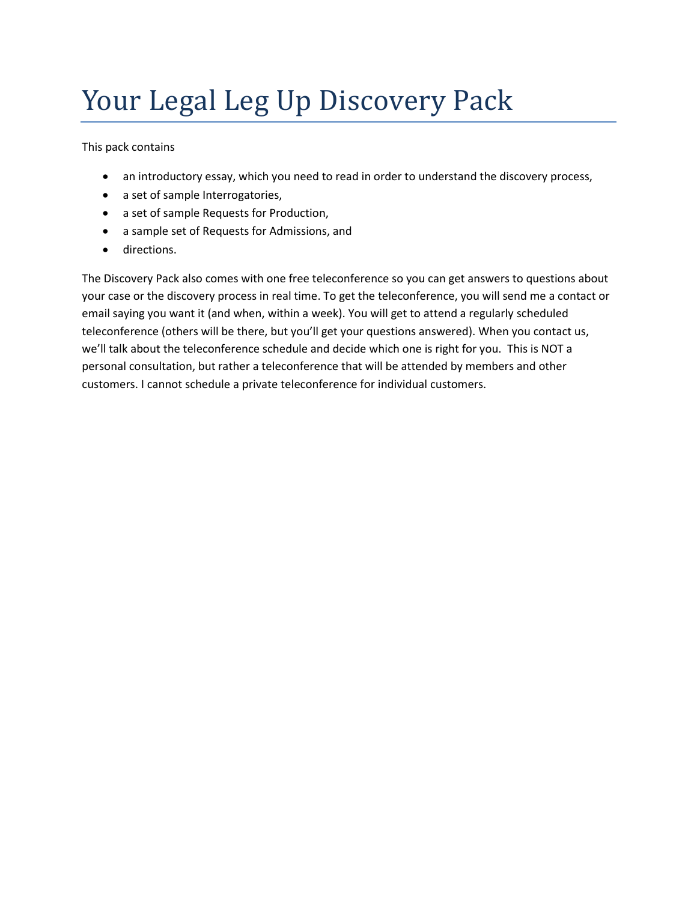# Your Legal Leg Up Discovery Pack

This pack contains

- an introductory essay, which you need to read in order to understand the discovery process,
- a set of sample Interrogatories,
- a set of sample Requests for Production,
- a sample set of Requests for Admissions, and
- directions.

The Discovery Pack also comes with one free teleconference so you can get answers to questions about your case or the discovery process in real time. To get the teleconference, you will send me a contact or email saying you want it (and when, within a week). You will get to attend a regularly scheduled teleconference (others will be there, but you'll get your questions answered). When you contact us, we'll talk about the teleconference schedule and decide which one is right for you.  This is NOT a personal consultation, but rather a teleconference that will be attended by members and other customers. I cannot schedule a private teleconference for individual customers.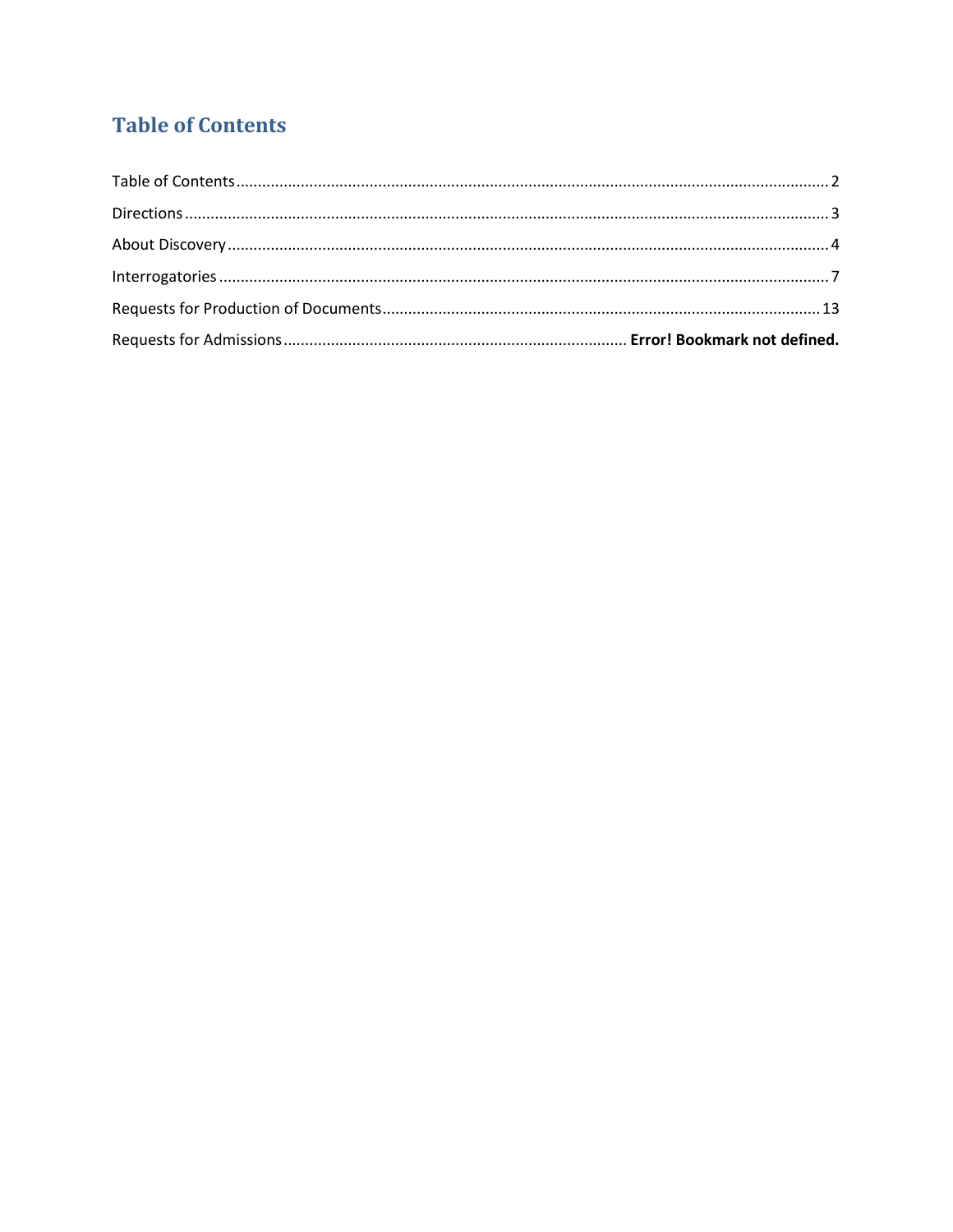# Table of Contents

Table of Contents ........................................................................................................ 2

Directions ........................................................................................................ 3

About Discovery ........................................................................................................ 4

Interrogatories ........................................................................................................ 7

Requests for Production of Documents ........................................................................................................ 13

Requests for Admissions ........................................................................ **Error! Bookmark not defined.**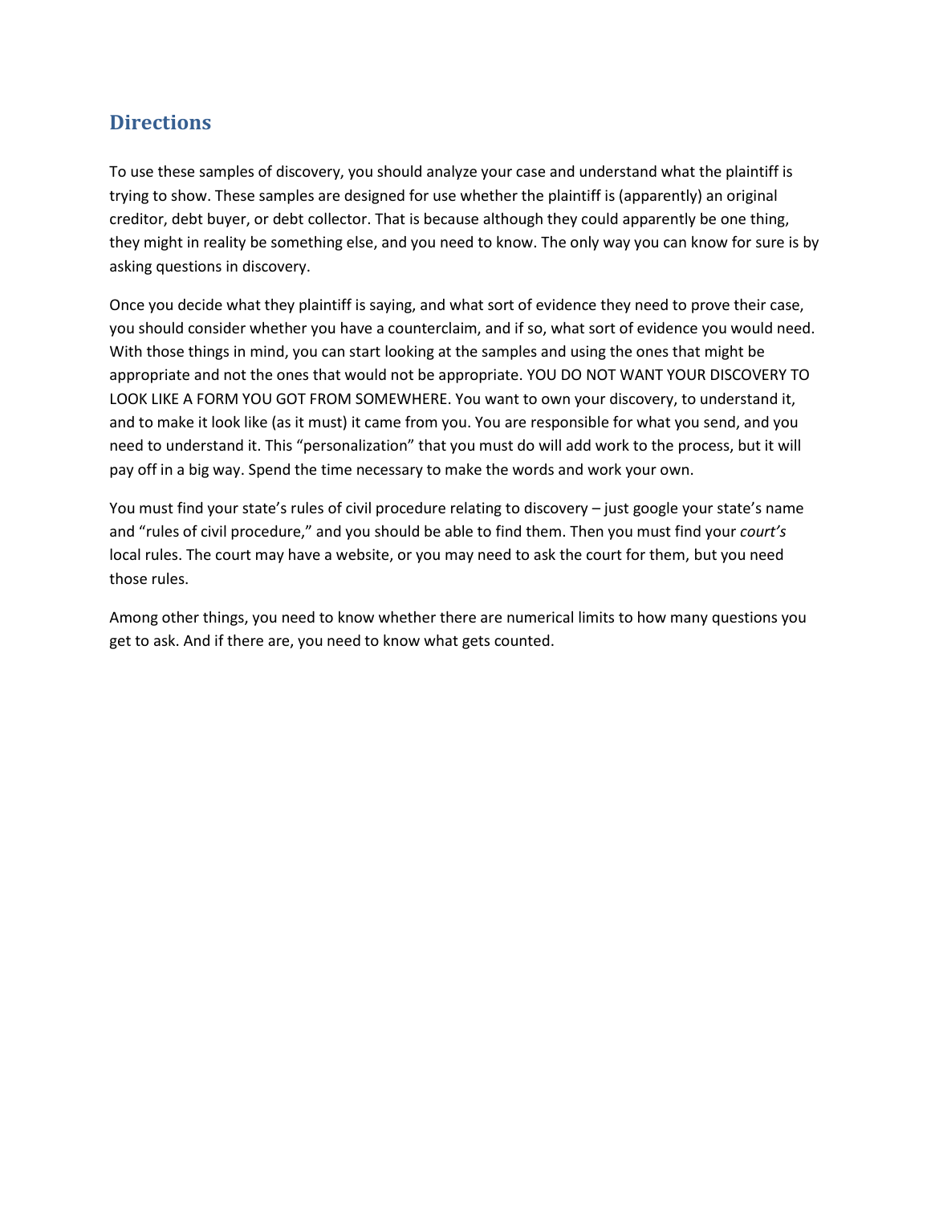## Directions

To use these samples of discovery, you should analyze your case and understand what the plaintiff is trying to show. These samples are designed for use whether the plaintiff is (apparently) an original creditor, debt buyer, or debt collector. That is because although they could apparently be one thing, they might in reality be something else, and you need to know. The only way you can know for sure is by asking questions in discovery.

Once you decide what they plaintiff is saying, and what sort of evidence they need to prove their case, you should consider whether you have a counterclaim, and if so, what sort of evidence you would need. With those things in mind, you can start looking at the samples and using the ones that might be appropriate and not the ones that would not be appropriate. YOU DO NOT WANT YOUR DISCOVERY TO LOOK LIKE A FORM YOU GOT FROM SOMEWHERE. You want to own your discovery, to understand it, and to make it look like (as it must) it came from you. You are responsible for what you send, and you need to understand it. This "personalization" that you must do will add work to the process, but it will pay off in a big way. Spend the time necessary to make the words and work your own.

You must find your state's rules of civil procedure relating to discovery – just google your state's name and "rules of civil procedure," and you should be able to find them. Then you must find your *court's* local rules. The court may have a website, or you may need to ask the court for them, but you need those rules.

Among other things, you need to know whether there are numerical limits to how many questions you get to ask. And if there are, you need to know what gets counted.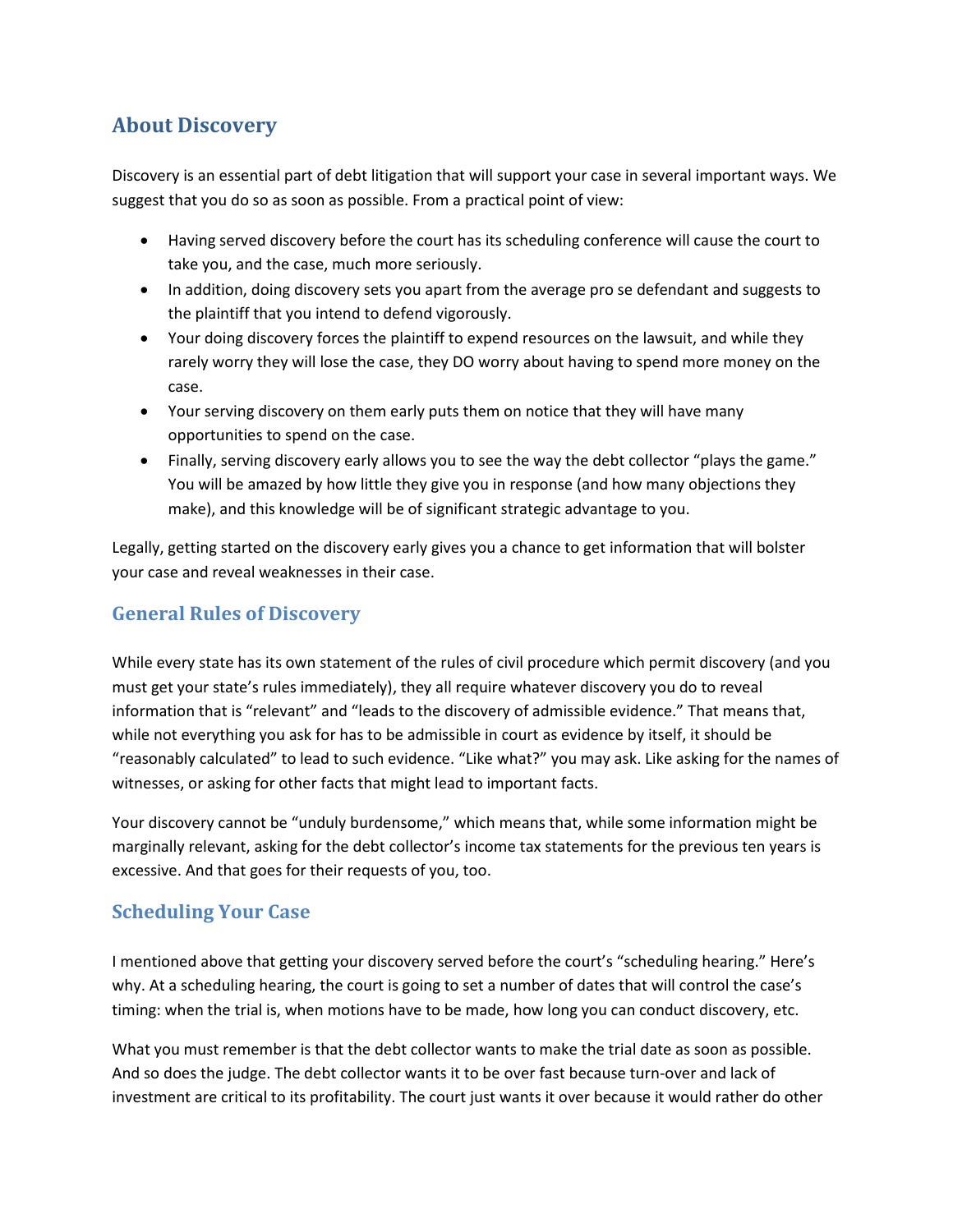## About Discovery

Discovery is an essential part of debt litigation that will support your case in several important ways. We suggest that you do so as soon as possible. From a practical point of view:

- Having served discovery before the court has its scheduling conference will cause the court to take you, and the case, much more seriously.
- In addition, doing discovery sets you apart from the average pro se defendant and suggests to the plaintiff that you intend to defend vigorously.
- Your doing discovery forces the plaintiff to expend resources on the lawsuit, and while they rarely worry they will lose the case, they DO worry about having to spend more money on the case.
- Your serving discovery on them early puts them on notice that they will have many opportunities to spend on the case.
- Finally, serving discovery early allows you to see the way the debt collector "plays the game." You will be amazed by how little they give you in response (and how many objections they make), and this knowledge will be of significant strategic advantage to you.

Legally, getting started on the discovery early gives you a chance to get information that will bolster your case and reveal weaknesses in their case.

### General Rules of Discovery

While every state has its own statement of the rules of civil procedure which permit discovery (and you must get your state's rules immediately), they all require whatever discovery you do to reveal information that is "relevant" and "leads to the discovery of admissible evidence." That means that, while not everything you ask for has to be admissible in court as evidence by itself, it should be "reasonably calculated" to lead to such evidence. "Like what?" you may ask. Like asking for the names of witnesses, or asking for other facts that might lead to important facts.

Your discovery cannot be "unduly burdensome," which means that, while some information might be marginally relevant, asking for the debt collector's income tax statements for the previous ten years is excessive. And that goes for their requests of you, too.

### Scheduling Your Case

I mentioned above that getting your discovery served before the court's "scheduling hearing." Here's why. At a scheduling hearing, the court is going to set a number of dates that will control the case's timing: when the trial is, when motions have to be made, how long you can conduct discovery, etc.

What you must remember is that the debt collector wants to make the trial date as soon as possible. And so does the judge. The debt collector wants it to be over fast because turn-over and lack of investment are critical to its profitability. The court just wants it over because it would rather do other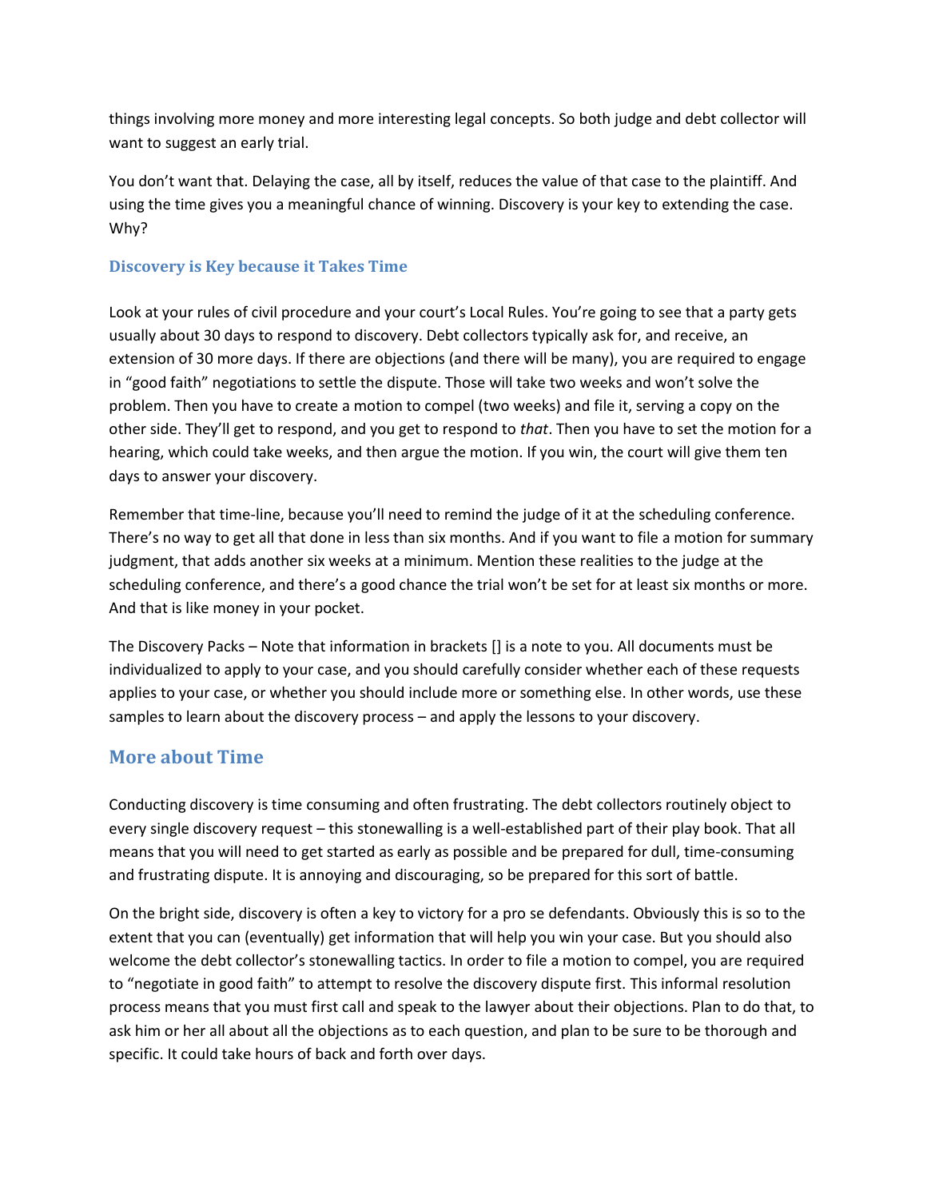things involving more money and more interesting legal concepts. So both judge and debt collector will want to suggest an early trial.

You don't want that. Delaying the case, all by itself, reduces the value of that case to the plaintiff. And using the time gives you a meaningful chance of winning. Discovery is your key to extending the case. Why?

### Discovery is Key because it Takes Time

Look at your rules of civil procedure and your court's Local Rules. You're going to see that a party gets usually about 30 days to respond to discovery. Debt collectors typically ask for, and receive, an extension of 30 more days. If there are objections (and there will be many), you are required to engage in "good faith" negotiations to settle the dispute. Those will take two weeks and won't solve the problem. Then you have to create a motion to compel (two weeks) and file it, serving a copy on the other side. They'll get to respond, and you get to respond to *that*. Then you have to set the motion for a hearing, which could take weeks, and then argue the motion. If you win, the court will give them ten days to answer your discovery.

Remember that time-line, because you'll need to remind the judge of it at the scheduling conference. There's no way to get all that done in less than six months. And if you want to file a motion for summary judgment, that adds another six weeks at a minimum. Mention these realities to the judge at the scheduling conference, and there's a good chance the trial won't be set for at least six months or more. And that is like money in your pocket.

The Discovery Packs – Note that information in brackets [] is a note to you. All documents must be individualized to apply to your case, and you should carefully consider whether each of these requests applies to your case, or whether you should include more or something else. In other words, use these samples to learn about the discovery process – and apply the lessons to your discovery.

## More about Time

Conducting discovery is time consuming and often frustrating. The debt collectors routinely object to every single discovery request – this stonewalling is a well-established part of their play book. That all means that you will need to get started as early as possible and be prepared for dull, time-consuming and frustrating dispute. It is annoying and discouraging, so be prepared for this sort of battle.

On the bright side, discovery is often a key to victory for a pro se defendants. Obviously this is so to the extent that you can (eventually) get information that will help you win your case. But you should also welcome the debt collector's stonewalling tactics. In order to file a motion to compel, you are required to "negotiate in good faith" to attempt to resolve the discovery dispute first. This informal resolution process means that you must first call and speak to the lawyer about their objections. Plan to do that, to ask him or her all about all the objections as to each question, and plan to be sure to be thorough and specific. It could take hours of back and forth over days.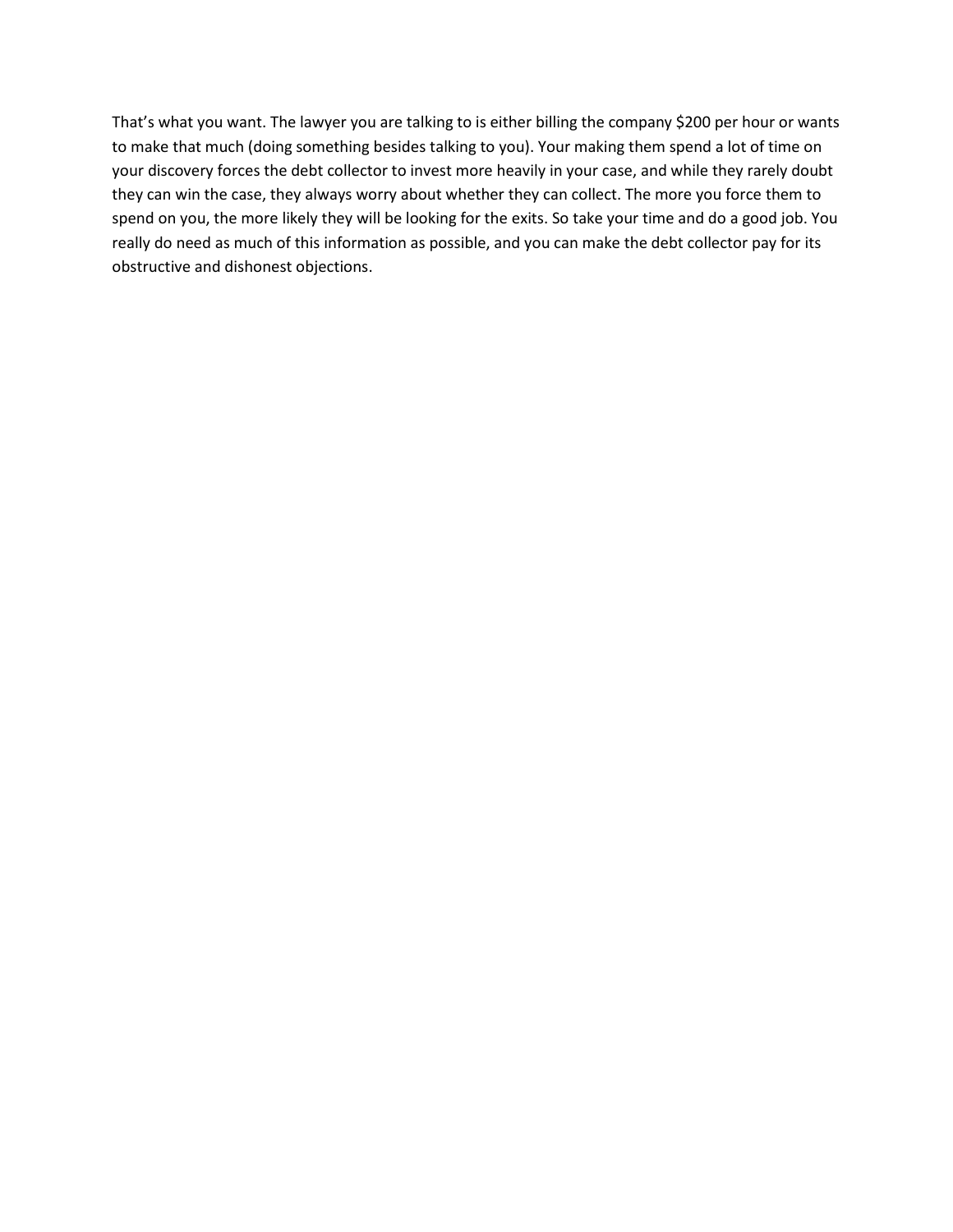That's what you want. The lawyer you are talking to is either billing the company $200 per hour or wants to make that much (doing something besides talking to you). Your making them spend a lot of time on your discovery forces the debt collector to invest more heavily in your case, and while they rarely doubt they can win the case, they always worry about whether they can collect. The more you force them to spend on you, the more likely they will be looking for the exits. So take your time and do a good job. You really do need as much of this information as possible, and you can make the debt collector pay for its obstructive and dishonest objections.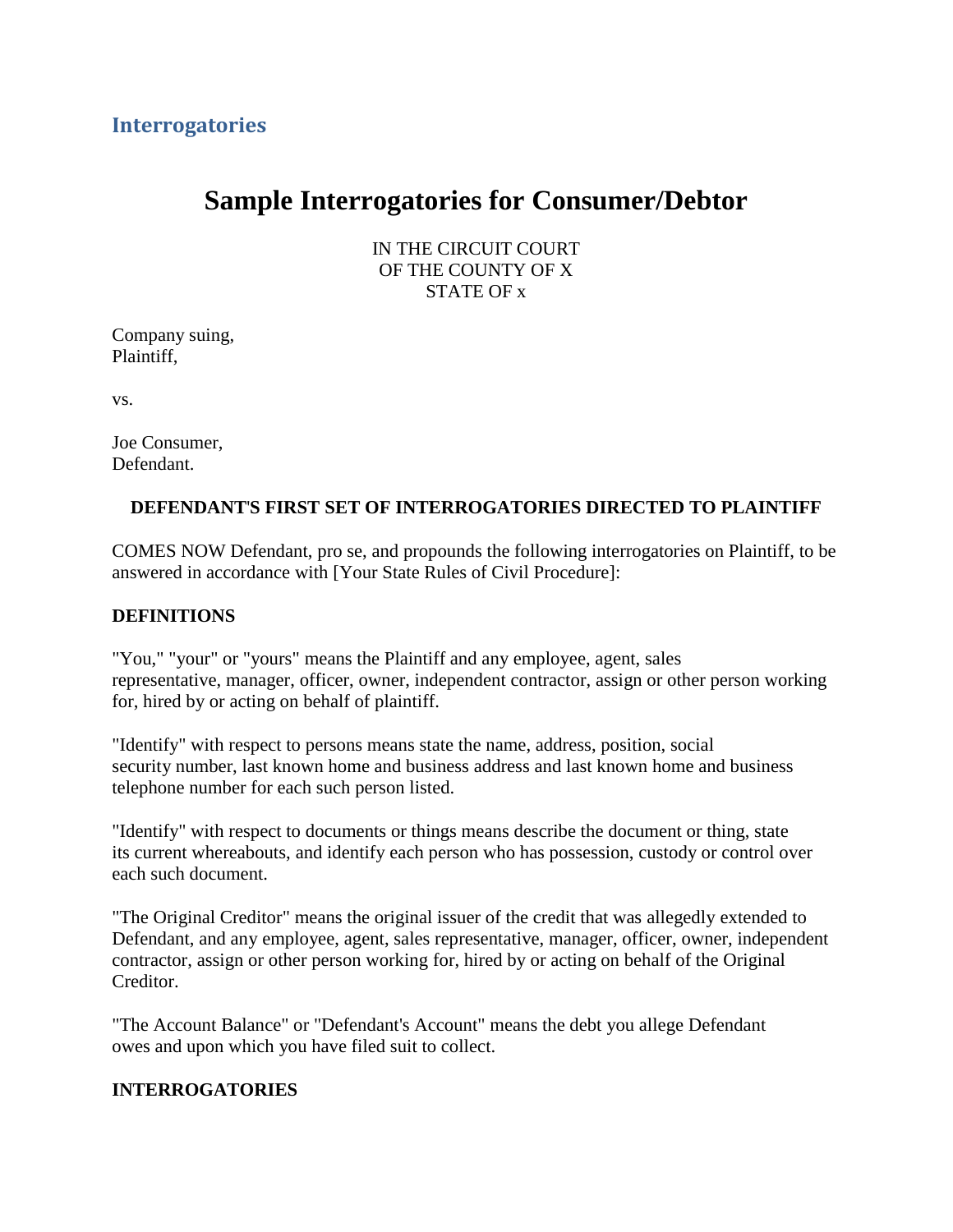## Interrogatories

# Sample Interrogatories for Consumer/Debtor

IN THE CIRCUIT COURT
OF THE COUNTY OF X
STATE OF x

Company suing,
Plaintiff,

vs.

Joe Consumer,
Defendant.

**DEFENDANT'S FIRST SET OF INTERROGATORIES DIRECTED TO PLAINTIFF**

COMES NOW Defendant, pro se, and propounds the following interrogatories on Plaintiff, to be answered in accordance with [Your State Rules of Civil Procedure]:

**DEFINITIONS**

"You," "your" or "yours" means the Plaintiff and any employee, agent, sales representative, manager, officer, owner, independent contractor, assign or other person working for, hired by or acting on behalf of plaintiff.

"Identify" with respect to persons means state the name, address, position, social security number, last known home and business address and last known home and business telephone number for each such person listed.

"Identify" with respect to documents or things means describe the document or thing, state its current whereabouts, and identify each person who has possession, custody or control over each such document.

"The Original Creditor" means the original issuer of the credit that was allegedly extended to Defendant, and any employee, agent, sales representative, manager, officer, owner, independent contractor, assign or other person working for, hired by or acting on behalf of the Original Creditor.

"The Account Balance" or "Defendant's Account" means the debt you allege Defendant owes and upon which you have filed suit to collect.

**INTERROGATORIES**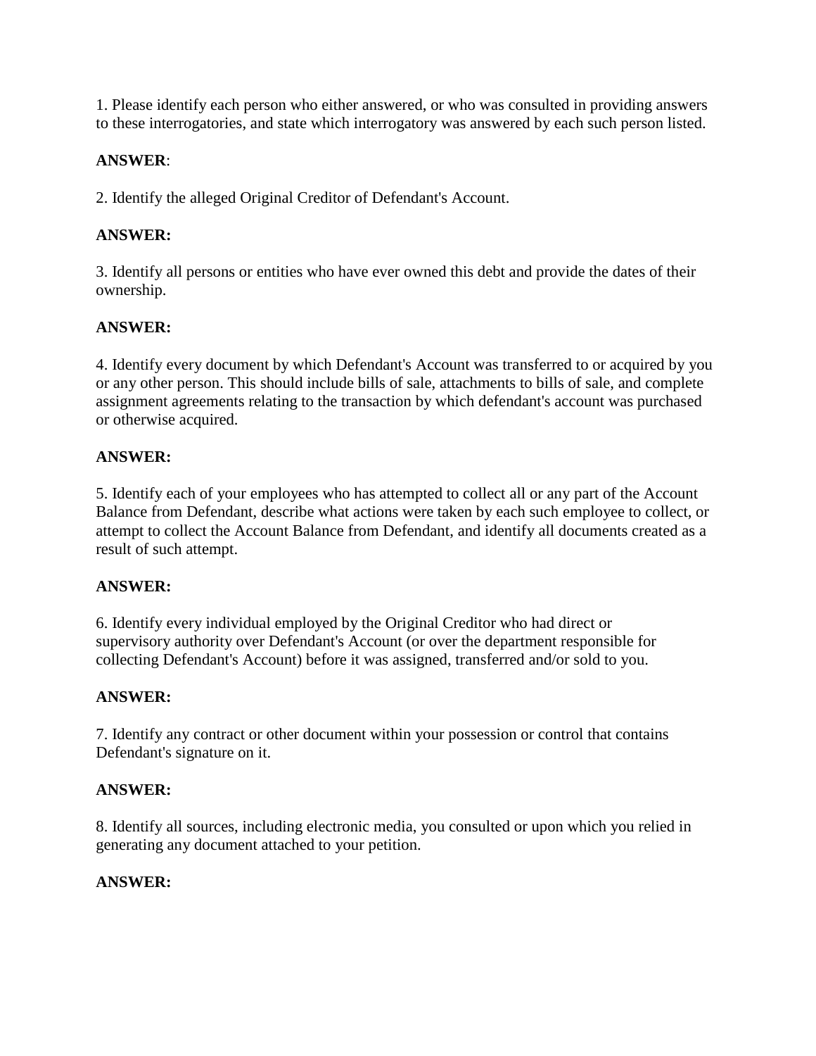1. Please identify each person who either answered, or who was consulted in providing answers to these interrogatories, and state which interrogatory was answered by each such person listed.

**ANSWER**:

2. Identify the alleged Original Creditor of Defendant's Account.

**ANSWER:**

3. Identify all persons or entities who have ever owned this debt and provide the dates of their ownership.

**ANSWER:**

4. Identify every document by which Defendant's Account was transferred to or acquired by you or any other person. This should include bills of sale, attachments to bills of sale, and complete assignment agreements relating to the transaction by which defendant's account was purchased or otherwise acquired.

**ANSWER:**

5. Identify each of your employees who has attempted to collect all or any part of the Account Balance from Defendant, describe what actions were taken by each such employee to collect, or attempt to collect the Account Balance from Defendant, and identify all documents created as a result of such attempt.

**ANSWER:**

6. Identify every individual employed by the Original Creditor who had direct or supervisory authority over Defendant's Account (or over the department responsible for collecting Defendant's Account) before it was assigned, transferred and/or sold to you.

**ANSWER:**

7. Identify any contract or other document within your possession or control that contains Defendant's signature on it.

**ANSWER:**

8. Identify all sources, including electronic media, you consulted or upon which you relied in generating any document attached to your petition.

**ANSWER:**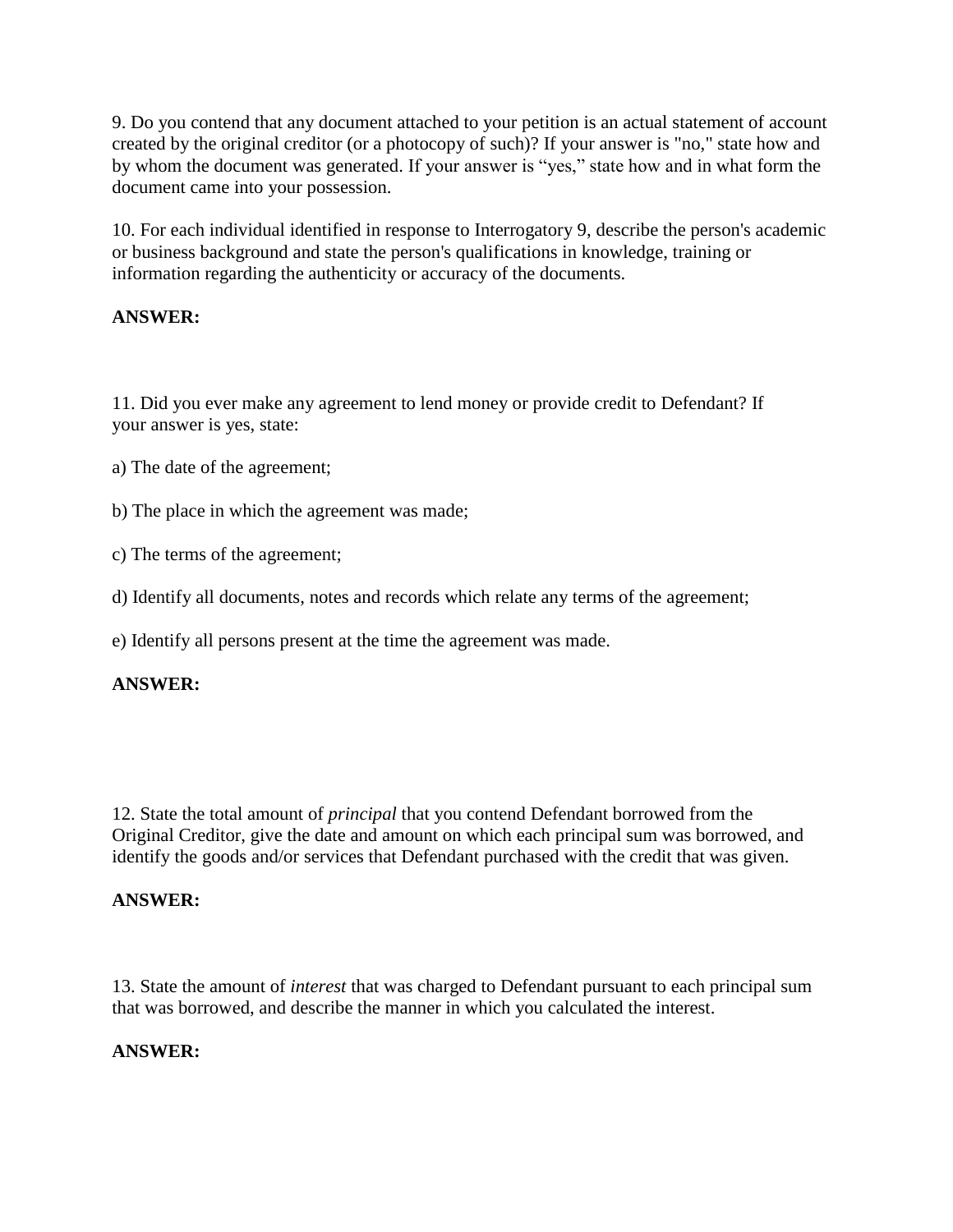9. Do you contend that any document attached to your petition is an actual statement of account created by the original creditor (or a photocopy of such)? If your answer is "no," state how and by whom the document was generated. If your answer is "yes," state how and in what form the document came into your possession.

10. For each individual identified in response to Interrogatory 9, describe the person's academic or business background and state the person's qualifications in knowledge, training or information regarding the authenticity or accuracy of the documents.

**ANSWER:**

11. Did you ever make any agreement to lend money or provide credit to Defendant? If your answer is yes, state:

a) The date of the agreement;

b) The place in which the agreement was made;

c) The terms of the agreement;

d) Identify all documents, notes and records which relate any terms of the agreement;

e) Identify all persons present at the time the agreement was made.

**ANSWER:**

12. State the total amount of *principal* that you contend Defendant borrowed from the Original Creditor, give the date and amount on which each principal sum was borrowed, and identify the goods and/or services that Defendant purchased with the credit that was given.

**ANSWER:**

13. State the amount of *interest* that was charged to Defendant pursuant to each principal sum that was borrowed, and describe the manner in which you calculated the interest.

**ANSWER:**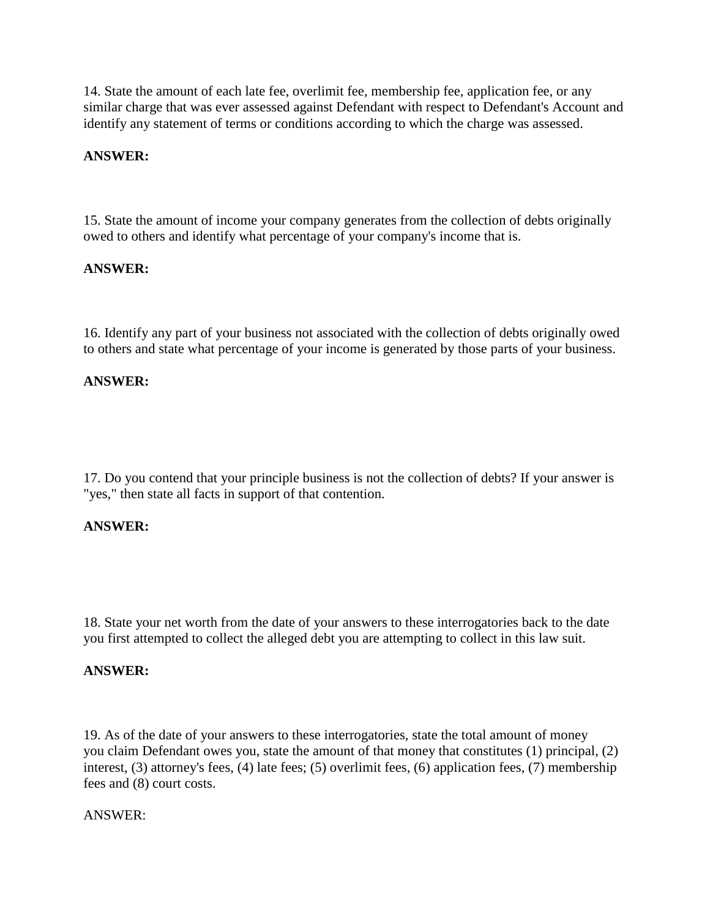14. State the amount of each late fee, overlimit fee, membership fee, application fee, or any similar charge that was ever assessed against Defendant with respect to Defendant's Account and identify any statement of terms or conditions according to which the charge was assessed.

**ANSWER:**

15. State the amount of income your company generates from the collection of debts originally owed to others and identify what percentage of your company's income that is.

**ANSWER:**

16. Identify any part of your business not associated with the collection of debts originally owed to others and state what percentage of your income is generated by those parts of your business.

**ANSWER:**

17. Do you contend that your principle business is not the collection of debts? If your answer is "yes," then state all facts in support of that contention.

**ANSWER:**

18. State your net worth from the date of your answers to these interrogatories back to the date you first attempted to collect the alleged debt you are attempting to collect in this law suit.

**ANSWER:**

19. As of the date of your answers to these interrogatories, state the total amount of money you claim Defendant owes you, state the amount of that money that constitutes (1) principal, (2) interest, (3) attorney's fees, (4) late fees; (5) overlimit fees, (6) application fees, (7) membership fees and (8) court costs.

ANSWER: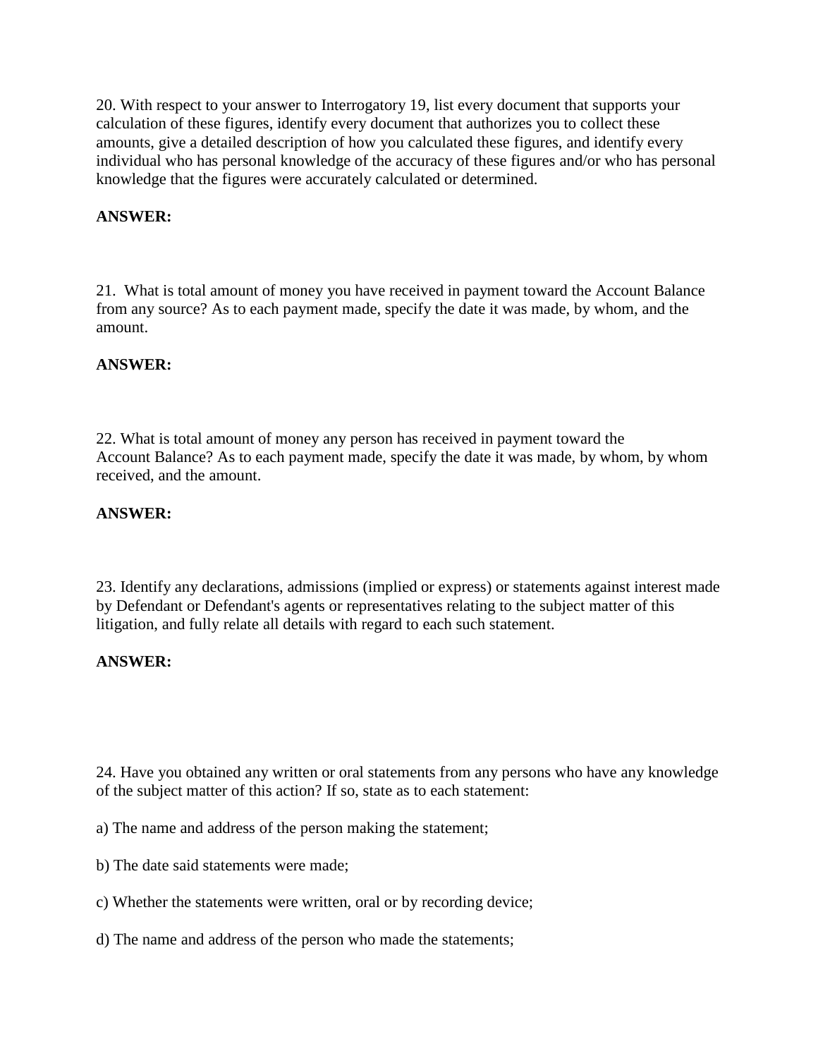20. With respect to your answer to Interrogatory 19, list every document that supports your calculation of these figures, identify every document that authorizes you to collect these amounts, give a detailed description of how you calculated these figures, and identify every individual who has personal knowledge of the accuracy of these figures and/or who has personal knowledge that the figures were accurately calculated or determined.

**ANSWER:**

21. What is total amount of money you have received in payment toward the Account Balance from any source? As to each payment made, specify the date it was made, by whom, and the amount.

**ANSWER:**

22. What is total amount of money any person has received in payment toward the Account Balance? As to each payment made, specify the date it was made, by whom, by whom received, and the amount.

**ANSWER:**

23. Identify any declarations, admissions (implied or express) or statements against interest made by Defendant or Defendant's agents or representatives relating to the subject matter of this litigation, and fully relate all details with regard to each such statement.

**ANSWER:**

24. Have you obtained any written or oral statements from any persons who have any knowledge of the subject matter of this action? If so, state as to each statement:

a) The name and address of the person making the statement;

b) The date said statements were made;

c) Whether the statements were written, oral or by recording device;

d) The name and address of the person who made the statements;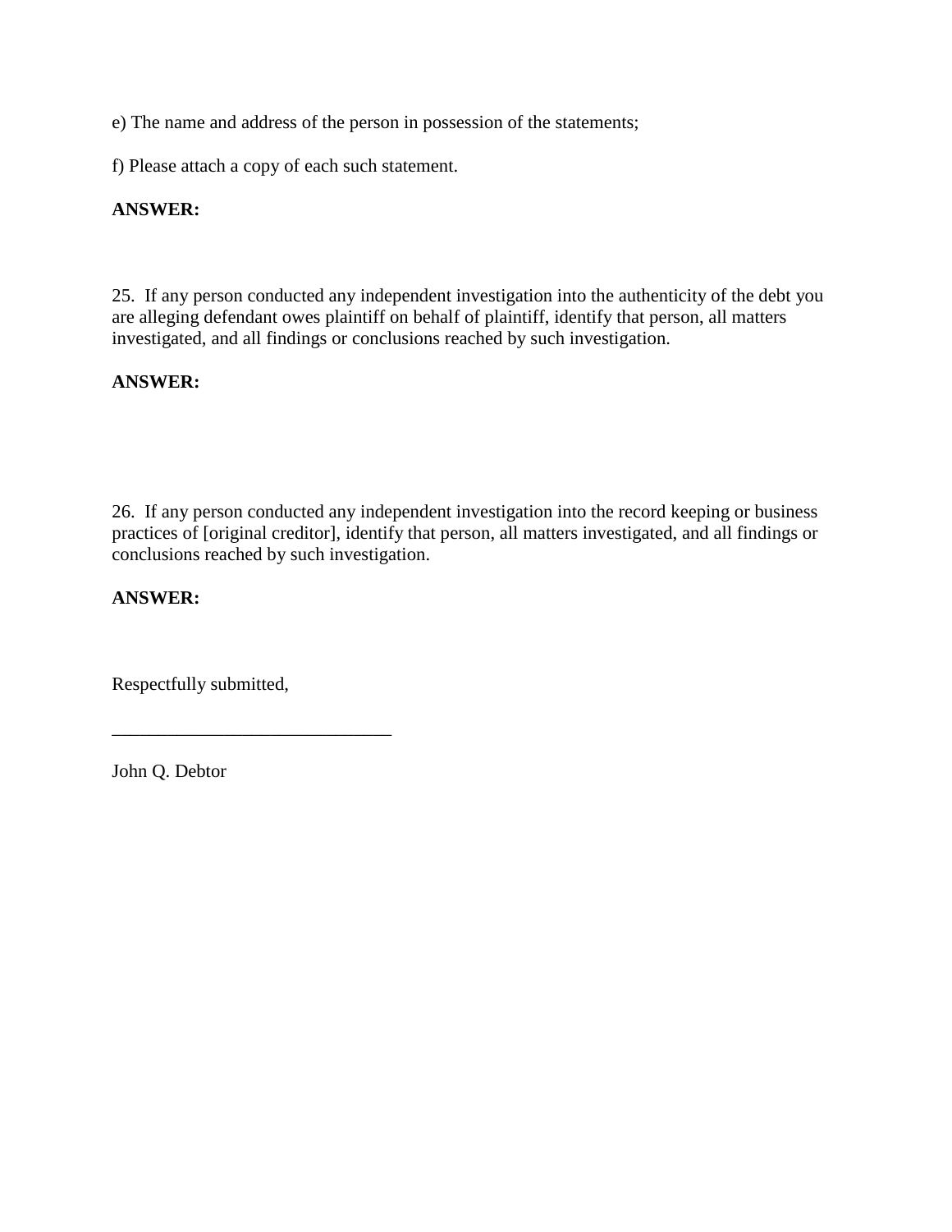e) The name and address of the person in possession of the statements;

f) Please attach a copy of each such statement.

**ANSWER:**

25. If any person conducted any independent investigation into the authenticity of the debt you are alleging defendant owes plaintiff on behalf of plaintiff, identify that person, all matters investigated, and all findings or conclusions reached by such investigation.

**ANSWER:**

26. If any person conducted any independent investigation into the record keeping or business practices of [original creditor], identify that person, all matters investigated, and all findings or conclusions reached by such investigation.

**ANSWER:**

Respectfully submitted,

______________________________

John Q. Debtor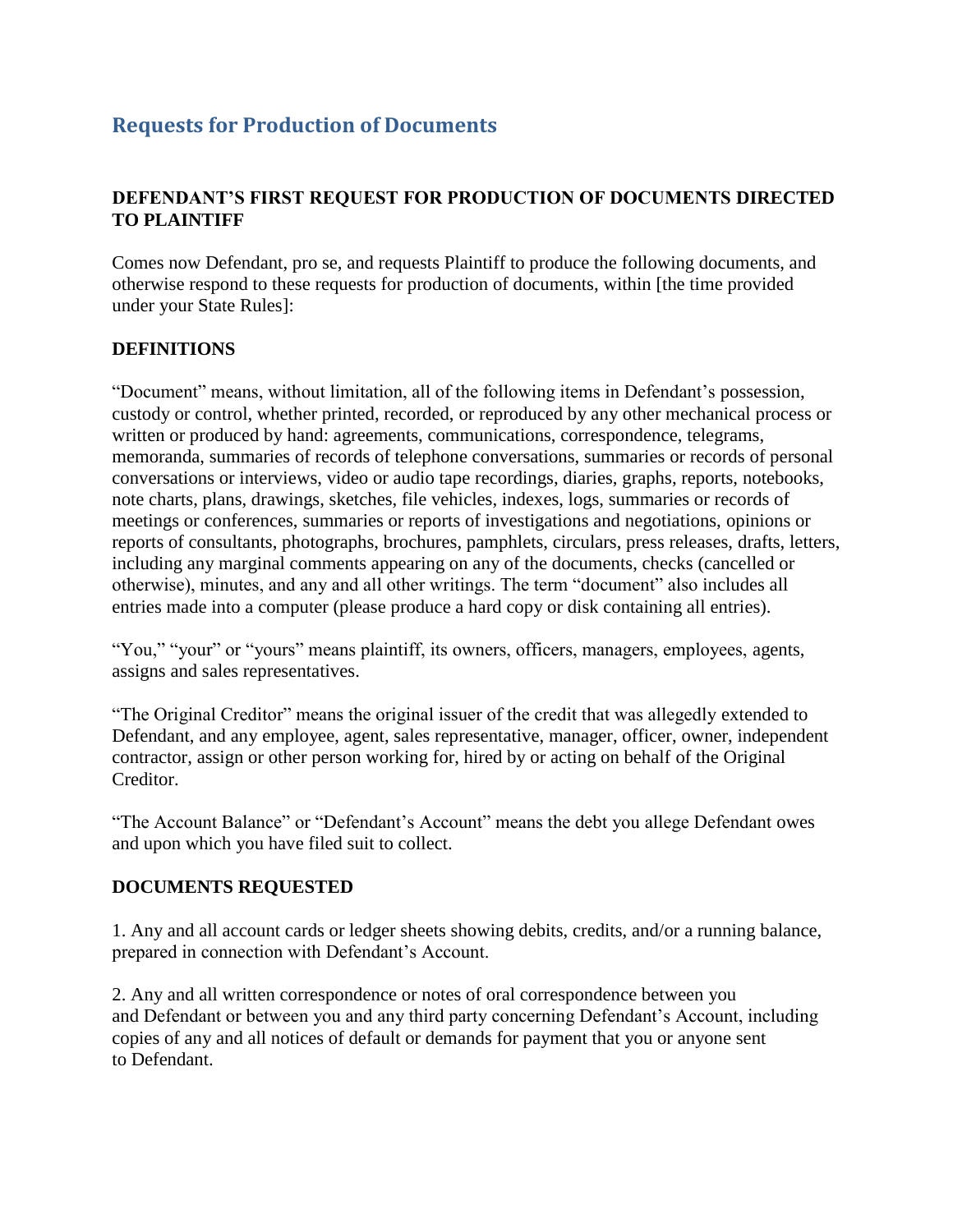## Requests for Production of Documents

### DEFENDANT'S FIRST REQUEST FOR PRODUCTION OF DOCUMENTS DIRECTED TO PLAINTIFF

Comes now Defendant, pro se, and requests Plaintiff to produce the following documents, and otherwise respond to these requests for production of documents, within [the time provided under your State Rules]:

### DEFINITIONS

"Document" means, without limitation, all of the following items in Defendant's possession, custody or control, whether printed, recorded, or reproduced by any other mechanical process or written or produced by hand: agreements, communications, correspondence, telegrams, memoranda, summaries of records of telephone conversations, summaries or records of personal conversations or interviews, video or audio tape recordings, diaries, graphs, reports, notebooks, note charts, plans, drawings, sketches, file vehicles, indexes, logs, summaries or records of meetings or conferences, summaries or reports of investigations and negotiations, opinions or reports of consultants, photographs, brochures, pamphlets, circulars, press releases, drafts, letters, including any marginal comments appearing on any of the documents, checks (cancelled or otherwise), minutes, and any and all other writings. The term "document" also includes all entries made into a computer (please produce a hard copy or disk containing all entries).

"You," "your" or "yours" means plaintiff, its owners, officers, managers, employees, agents, assigns and sales representatives.

"The Original Creditor" means the original issuer of the credit that was allegedly extended to Defendant, and any employee, agent, sales representative, manager, officer, owner, independent contractor, assign or other person working for, hired by or acting on behalf of the Original Creditor.

"The Account Balance" or "Defendant's Account" means the debt you allege Defendant owes and upon which you have filed suit to collect.

### DOCUMENTS REQUESTED

1. Any and all account cards or ledger sheets showing debits, credits, and/or a running balance, prepared in connection with Defendant's Account.

2. Any and all written correspondence or notes of oral correspondence between you and Defendant or between you and any third party concerning Defendant's Account, including copies of any and all notices of default or demands for payment that you or anyone sent to Defendant.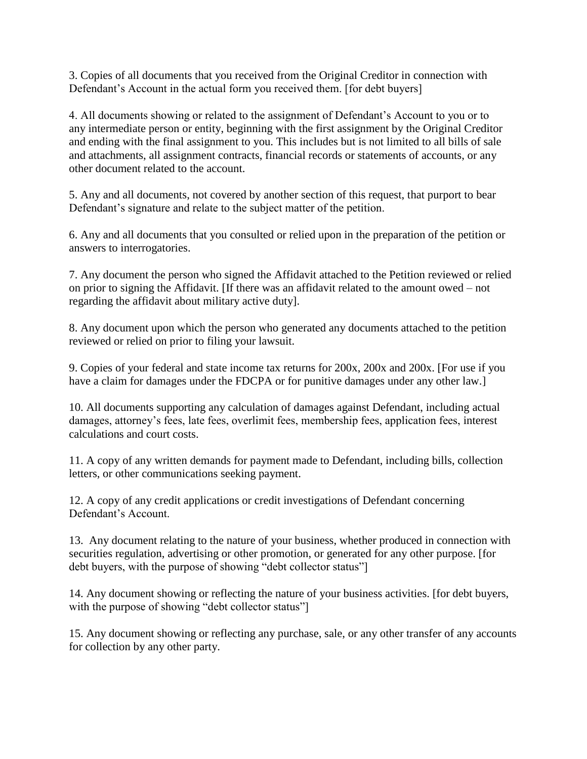3. Copies of all documents that you received from the Original Creditor in connection with Defendant's Account in the actual form you received them. [for debt buyers]

4. All documents showing or related to the assignment of Defendant's Account to you or to any intermediate person or entity, beginning with the first assignment by the Original Creditor and ending with the final assignment to you. This includes but is not limited to all bills of sale and attachments, all assignment contracts, financial records or statements of accounts, or any other document related to the account.

5. Any and all documents, not covered by another section of this request, that purport to bear Defendant's signature and relate to the subject matter of the petition.

6. Any and all documents that you consulted or relied upon in the preparation of the petition or answers to interrogatories.

7. Any document the person who signed the Affidavit attached to the Petition reviewed or relied on prior to signing the Affidavit. [If there was an affidavit related to the amount owed – not regarding the affidavit about military active duty].

8. Any document upon which the person who generated any documents attached to the petition reviewed or relied on prior to filing your lawsuit.

9. Copies of your federal and state income tax returns for 200x, 200x and 200x. [For use if you have a claim for damages under the FDCPA or for punitive damages under any other law.]

10. All documents supporting any calculation of damages against Defendant, including actual damages, attorney's fees, late fees, overlimit fees, membership fees, application fees, interest calculations and court costs.

11. A copy of any written demands for payment made to Defendant, including bills, collection letters, or other communications seeking payment.

12. A copy of any credit applications or credit investigations of Defendant concerning Defendant's Account.

13. Any document relating to the nature of your business, whether produced in connection with securities regulation, advertising or other promotion, or generated for any other purpose. [for debt buyers, with the purpose of showing "debt collector status"]

14. Any document showing or reflecting the nature of your business activities. [for debt buyers, with the purpose of showing "debt collector status"]

15. Any document showing or reflecting any purchase, sale, or any other transfer of any accounts for collection by any other party.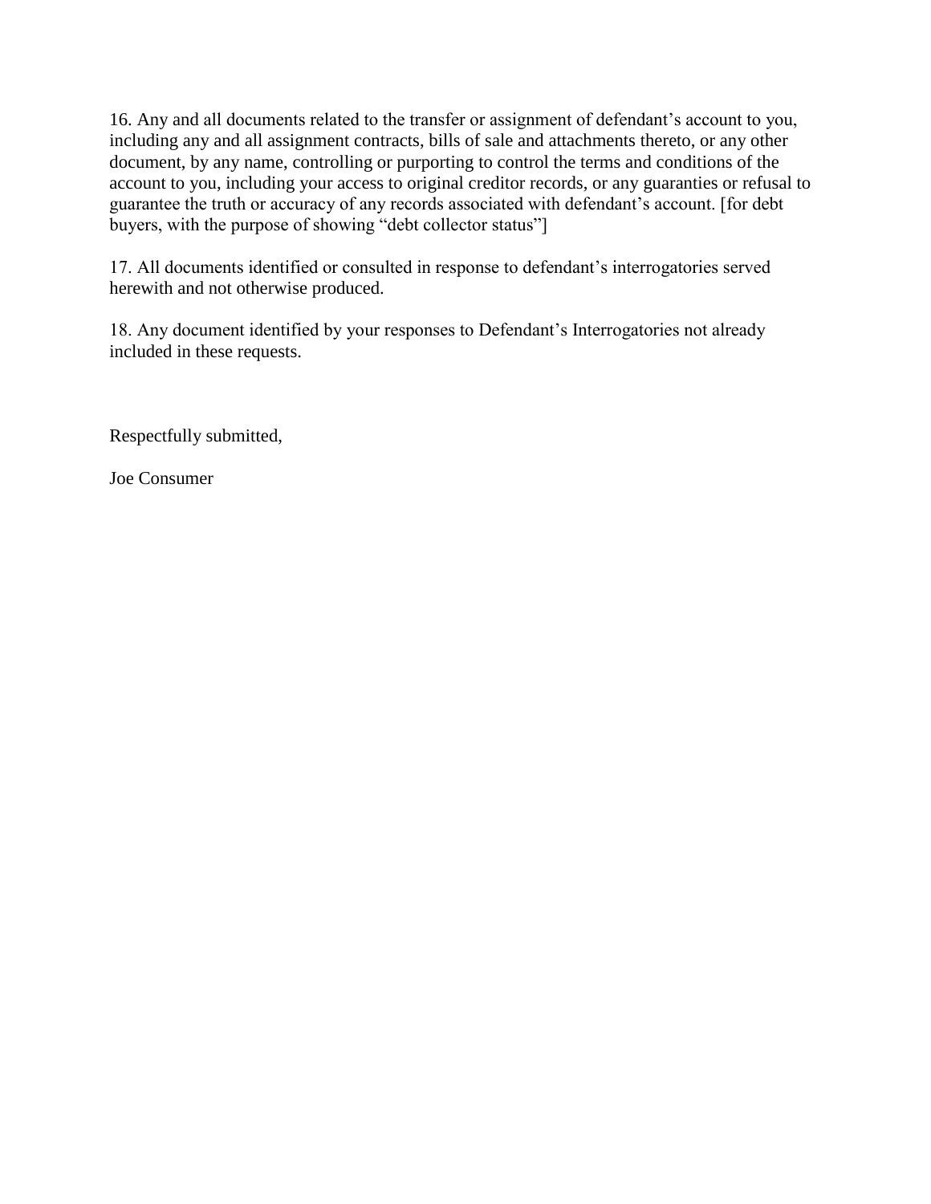16. Any and all documents related to the transfer or assignment of defendant's account to you, including any and all assignment contracts, bills of sale and attachments thereto, or any other document, by any name, controlling or purporting to control the terms and conditions of the account to you, including your access to original creditor records, or any guaranties or refusal to guarantee the truth or accuracy of any records associated with defendant's account. [for debt buyers, with the purpose of showing "debt collector status"]

17. All documents identified or consulted in response to defendant's interrogatories served herewith and not otherwise produced.

18. Any document identified by your responses to Defendant's Interrogatories not already included in these requests.

Respectfully submitted,

Joe Consumer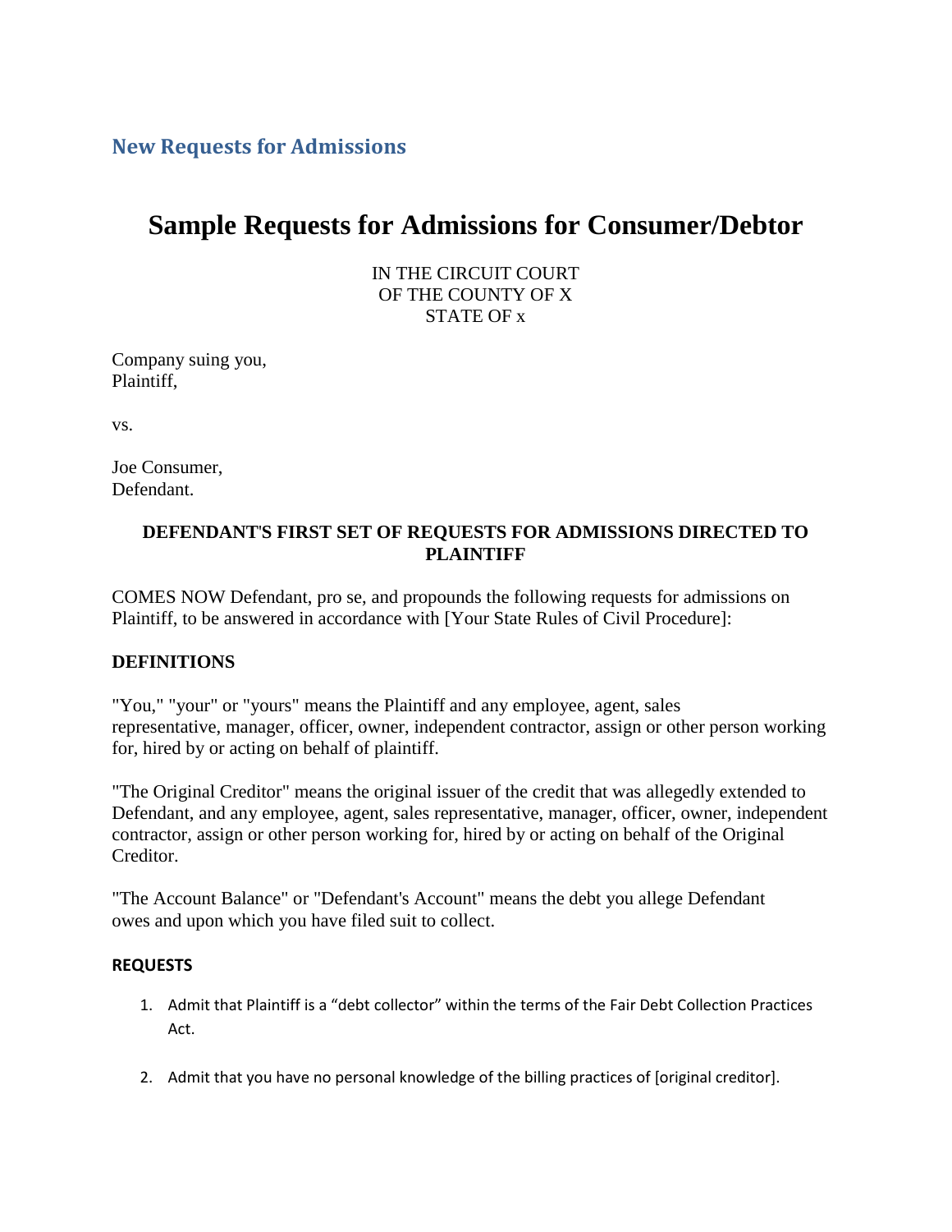## New Requests for Admissions

# Sample Requests for Admissions for Consumer/Debtor

IN THE CIRCUIT COURT
OF THE COUNTY OF X
STATE OF x

Company suing you,
Plaintiff,

vs.

Joe Consumer,
Defendant.

**DEFENDANT'S FIRST SET OF REQUESTS FOR ADMISSIONS DIRECTED TO PLAINTIFF**

COMES NOW Defendant, pro se, and propounds the following requests for admissions on Plaintiff, to be answered in accordance with [Your State Rules of Civil Procedure]:

**DEFINITIONS**

"You," "your" or "yours" means the Plaintiff and any employee, agent, sales representative, manager, officer, owner, independent contractor, assign or other person working for, hired by or acting on behalf of plaintiff.

"The Original Creditor" means the original issuer of the credit that was allegedly extended to Defendant, and any employee, agent, sales representative, manager, officer, owner, independent contractor, assign or other person working for, hired by or acting on behalf of the Original Creditor.

"The Account Balance" or "Defendant's Account" means the debt you allege Defendant owes and upon which you have filed suit to collect.

**REQUESTS**

1. Admit that Plaintiff is a "debt collector" within the terms of the Fair Debt Collection Practices Act.

2. Admit that you have no personal knowledge of the billing practices of [original creditor].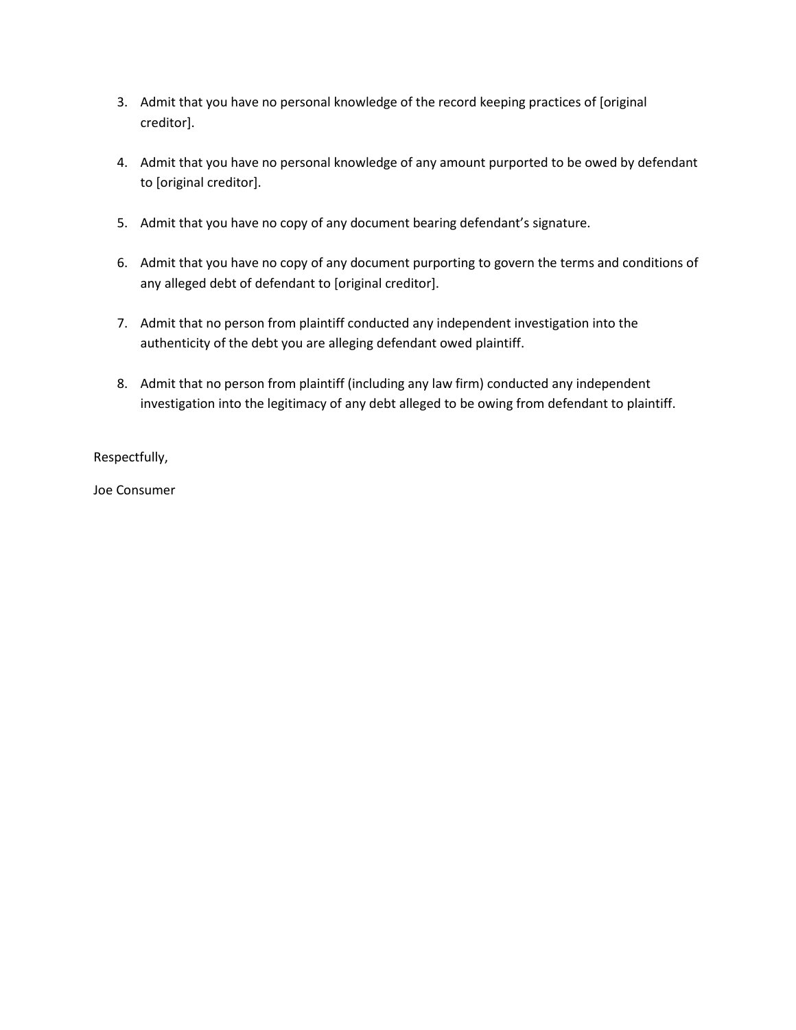3. Admit that you have no personal knowledge of the record keeping practices of [original creditor].

4. Admit that you have no personal knowledge of any amount purported to be owed by defendant to [original creditor].

5. Admit that you have no copy of any document bearing defendant's signature.

6. Admit that you have no copy of any document purporting to govern the terms and conditions of any alleged debt of defendant to [original creditor].

7. Admit that no person from plaintiff conducted any independent investigation into the authenticity of the debt you are alleging defendant owed plaintiff.

8. Admit that no person from plaintiff (including any law firm) conducted any independent investigation into the legitimacy of any debt alleged to be owing from defendant to plaintiff.

Respectfully,

Joe Consumer